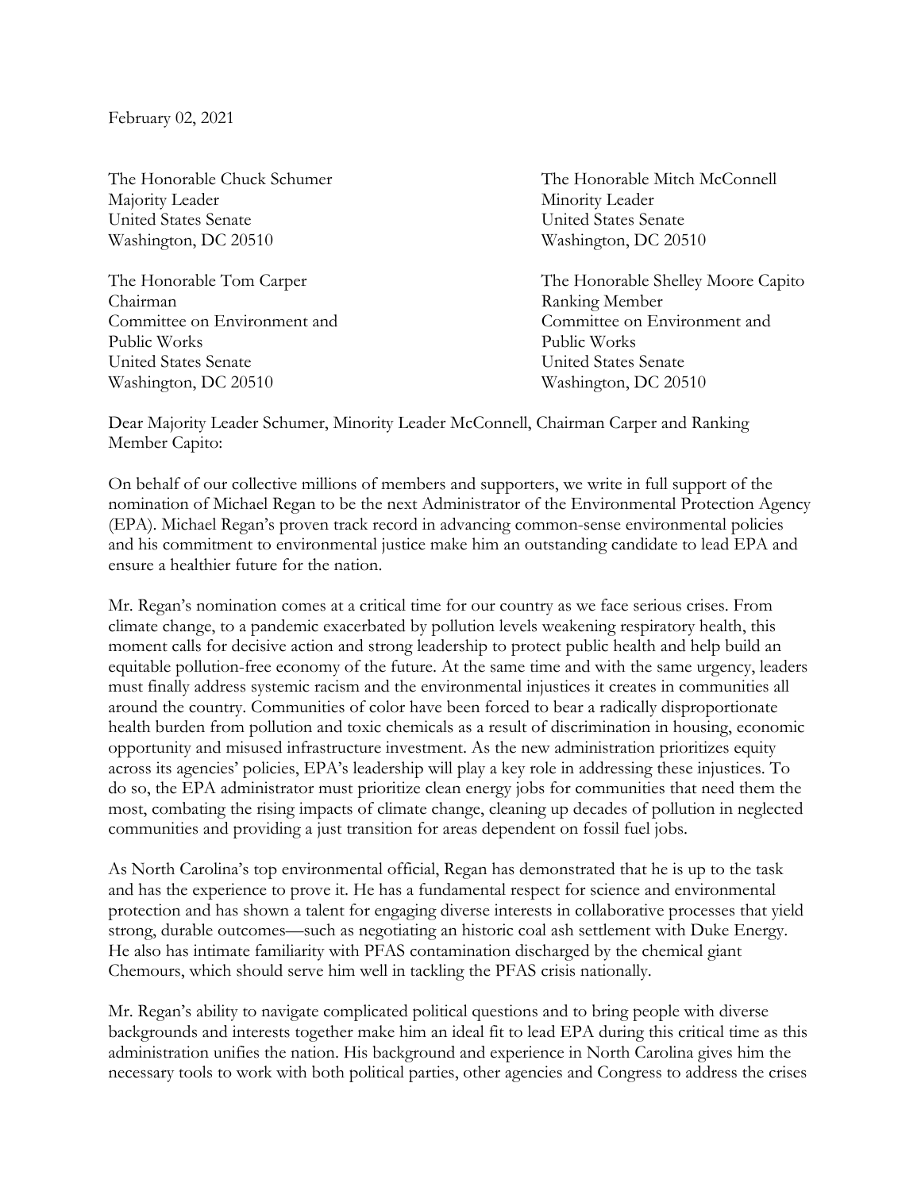February 02, 2021

The Honorable Chuck Schumer
Majority Leader
United States Senate
Washington, DC 20510

The Honorable Mitch McConnell
Minority Leader
United States Senate
Washington, DC 20510

The Honorable Tom Carper
Chairman
Committee on Environment and Public Works
United States Senate
Washington, DC 20510

The Honorable Shelley Moore Capito
Ranking Member
Committee on Environment and Public Works
United States Senate
Washington, DC 20510

Dear Majority Leader Schumer, Minority Leader McConnell, Chairman Carper and Ranking Member Capito:

On behalf of our collective millions of members and supporters, we write in full support of the nomination of Michael Regan to be the next Administrator of the Environmental Protection Agency (EPA). Michael Regan's proven track record in advancing common-sense environmental policies and his commitment to environmental justice make him an outstanding candidate to lead EPA and ensure a healthier future for the nation.

Mr. Regan's nomination comes at a critical time for our country as we face serious crises. From climate change, to a pandemic exacerbated by pollution levels weakening respiratory health, this moment calls for decisive action and strong leadership to protect public health and help build an equitable pollution-free economy of the future. At the same time and with the same urgency, leaders must finally address systemic racism and the environmental injustices it creates in communities all around the country. Communities of color have been forced to bear a radically disproportionate health burden from pollution and toxic chemicals as a result of discrimination in housing, economic opportunity and misused infrastructure investment. As the new administration prioritizes equity across its agencies' policies, EPA's leadership will play a key role in addressing these injustices. To do so, the EPA administrator must prioritize clean energy jobs for communities that need them the most, combating the rising impacts of climate change, cleaning up decades of pollution in neglected communities and providing a just transition for areas dependent on fossil fuel jobs.

As North Carolina's top environmental official, Regan has demonstrated that he is up to the task and has the experience to prove it. He has a fundamental respect for science and environmental protection and has shown a talent for engaging diverse interests in collaborative processes that yield strong, durable outcomes—such as negotiating an historic coal ash settlement with Duke Energy. He also has intimate familiarity with PFAS contamination discharged by the chemical giant Chemours, which should serve him well in tackling the PFAS crisis nationally.

Mr. Regan's ability to navigate complicated political questions and to bring people with diverse backgrounds and interests together make him an ideal fit to lead EPA during this critical time as this administration unifies the nation. His background and experience in North Carolina gives him the necessary tools to work with both political parties, other agencies and Congress to address the crises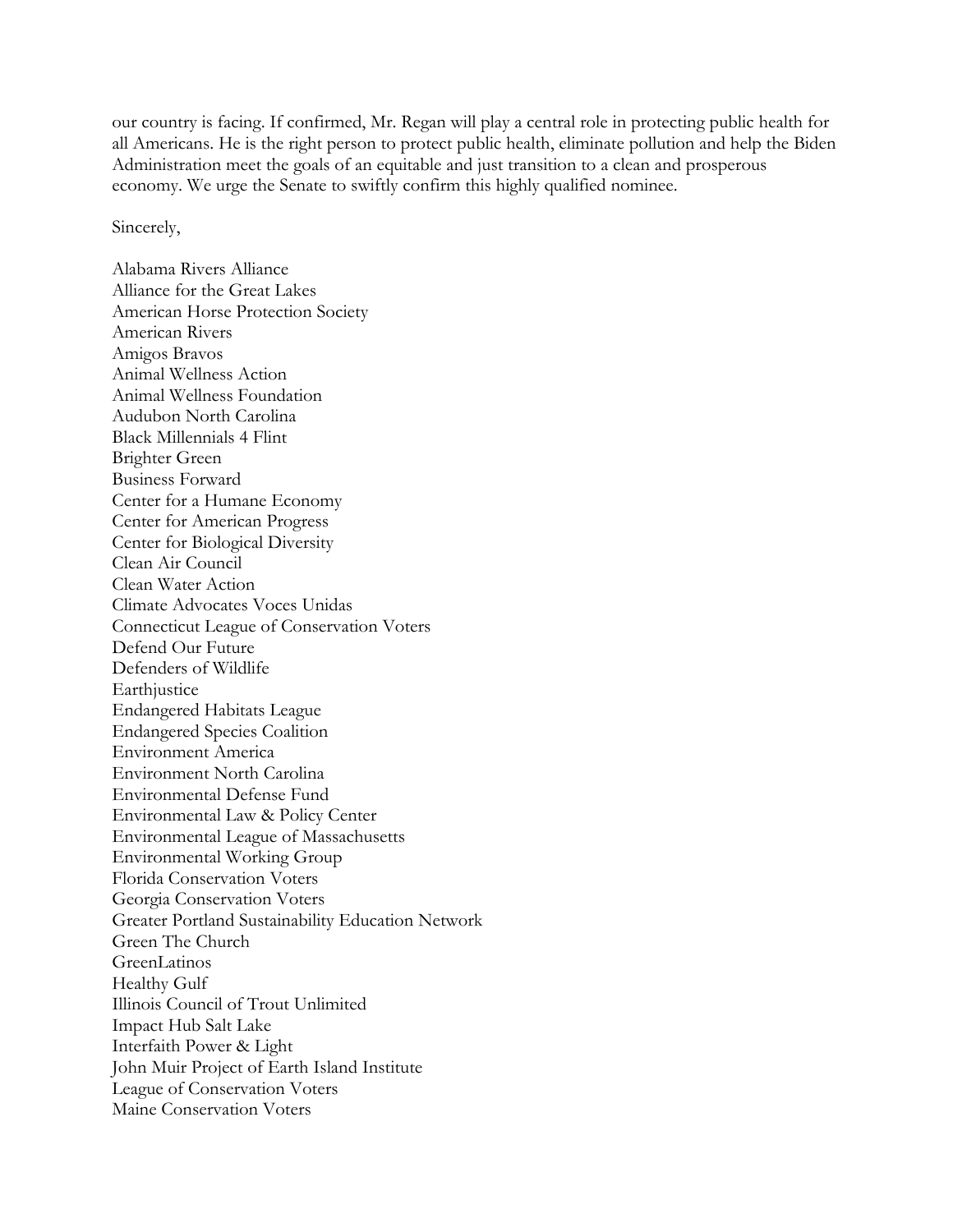our country is facing. If confirmed, Mr. Regan will play a central role in protecting public health for all Americans. He is the right person to protect public health, eliminate pollution and help the Biden Administration meet the goals of an equitable and just transition to a clean and prosperous economy. We urge the Senate to swiftly confirm this highly qualified nominee.

Sincerely,

Alabama Rivers Alliance
Alliance for the Great Lakes
American Horse Protection Society
American Rivers
Amigos Bravos
Animal Wellness Action
Animal Wellness Foundation
Audubon North Carolina
Black Millennials 4 Flint
Brighter Green
Business Forward
Center for a Humane Economy
Center for American Progress
Center for Biological Diversity
Clean Air Council
Clean Water Action
Climate Advocates Voces Unidas
Connecticut League of Conservation Voters
Defend Our Future
Defenders of Wildlife
Earthjustice
Endangered Habitats League
Endangered Species Coalition
Environment America
Environment North Carolina
Environmental Defense Fund
Environmental Law & Policy Center
Environmental League of Massachusetts
Environmental Working Group
Florida Conservation Voters
Georgia Conservation Voters
Greater Portland Sustainability Education Network
Green The Church
GreenLatinos
Healthy Gulf
Illinois Council of Trout Unlimited
Impact Hub Salt Lake
Interfaith Power & Light
John Muir Project of Earth Island Institute
League of Conservation Voters
Maine Conservation Voters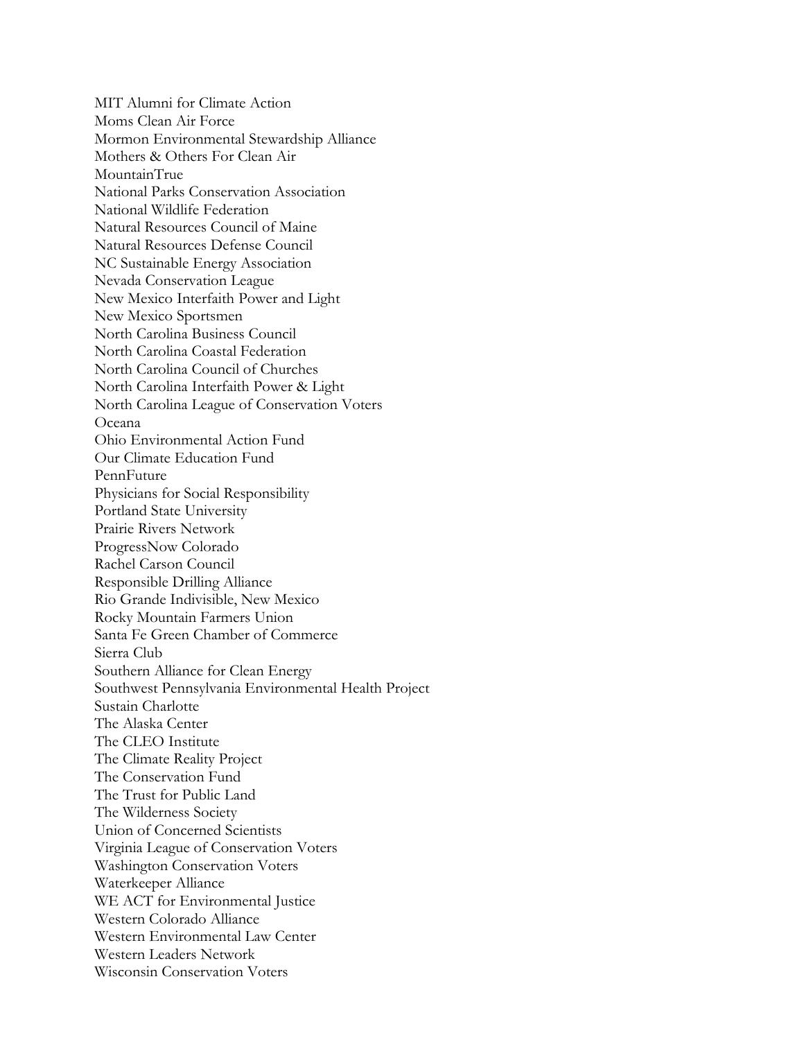MIT Alumni for Climate Action
Moms Clean Air Force
Mormon Environmental Stewardship Alliance
Mothers & Others For Clean Air
MountainTrue
National Parks Conservation Association
National Wildlife Federation
Natural Resources Council of Maine
Natural Resources Defense Council
NC Sustainable Energy Association
Nevada Conservation League
New Mexico Interfaith Power and Light
New Mexico Sportsmen
North Carolina Business Council
North Carolina Coastal Federation
North Carolina Council of Churches
North Carolina Interfaith Power & Light
North Carolina League of Conservation Voters
Oceana
Ohio Environmental Action Fund
Our Climate Education Fund
PennFuture
Physicians for Social Responsibility
Portland State University
Prairie Rivers Network
ProgressNow Colorado
Rachel Carson Council
Responsible Drilling Alliance
Rio Grande Indivisible, New Mexico
Rocky Mountain Farmers Union
Santa Fe Green Chamber of Commerce
Sierra Club
Southern Alliance for Clean Energy
Southwest Pennsylvania Environmental Health Project
Sustain Charlotte
The Alaska Center
The CLEO Institute
The Climate Reality Project
The Conservation Fund
The Trust for Public Land
The Wilderness Society
Union of Concerned Scientists
Virginia League of Conservation Voters
Washington Conservation Voters
Waterkeeper Alliance
WE ACT for Environmental Justice
Western Colorado Alliance
Western Environmental Law Center
Western Leaders Network
Wisconsin Conservation Voters